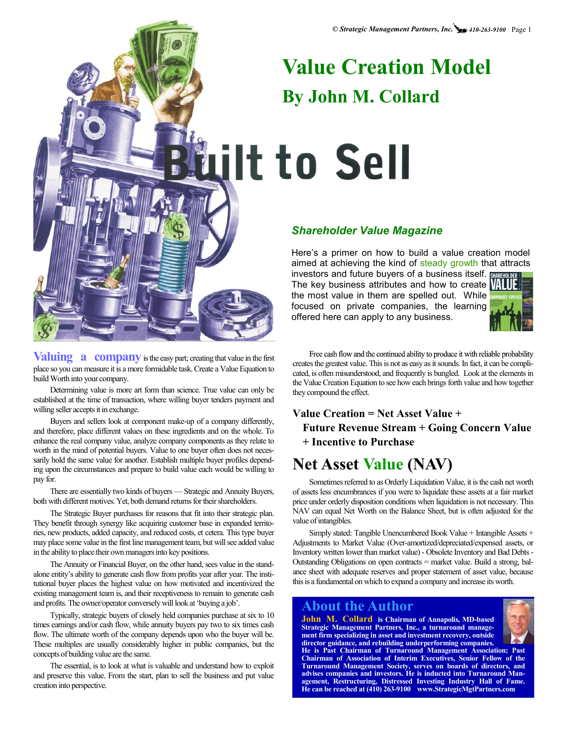# Value Creation Model

## By John M. Collard

# Built to Sell

### *Shareholder Value Magazine*

Here's a primer on how to build a value creation model aimed at achieving the kind of steady growth that attracts investors and future buyers of a business itself. The key business attributes and how to create the most value in them are spelled out. While focused on private companies, the learning offered here can apply to any business.

**Valuing a company** is the easy part; creating that value in the first place so you can measure it is a more formidable task. Create a Value Equation to build Worth into your company.

Determining value is more art form than science. True value can only be established at the time of transaction, where willing buyer tenders payment and willing seller accepts it in exchange.

Buyers and sellers look at component make-up of a company differently, and therefore, place different values on these ingredients and on the whole. To enhance the real company value, analyze company components as they relate to worth in the mind of potential buyers. Value to one buyer often does not necessarily hold the same value for another. Establish multiple buyer profiles depending upon the circumstances and prepare to build value each would be willing to pay for.

There are essentially two kinds of buyers — Strategic and Annuity Buyers, both with different motives. Yet, both demand returns for their shareholders.

The Strategic Buyer purchases for reasons that fit into their strategic plan. They benefit through synergy like acquiring customer base in expanded territories, new products, added capacity, and reduced costs, et cetera. This type buyer may place some value in the first line management team, but will see added value in the ability to place their own managers into key positions.

The Annuity or Financial Buyer, on the other hand, sees value in the stand-alone entity's ability to generate cash flow from profits year after year. The institutional buyer places the highest value on how motivated and incentivized the existing management team is, and their receptiveness to remain to generate cash and profits. The owner/operator conversely will look at 'buying a job'.

Typically, strategic buyers of closely held companies purchase at six to 10 times earnings and/or cash flow, while annuity buyers pay two to six times cash flow. The ultimate worth of the company depends upon who the buyer will be. These multiples are usually considerably higher in public companies, but the concepts of building value are the same.

The essential, is to look at what is valuable and understand how to exploit and preserve this value. From the start, plan to sell the business and put value creation into perspective.

Free cash flow and the continued ability to produce it with reliable probability creates the greatest value. This is not as easy as it sounds. In fact, it can be complicated, is often misunderstood, and frequently is bungled. Look at the elements in the Value Creation Equation to see how each brings forth value and how together they compound the effect.

**Value Creation = Net Asset Value + Future Revenue Stream + Going Concern Value + Incentive to Purchase**

## Net Asset Value (NAV)

Sometimes referred to as Orderly Liquidation Value, it is the cash net worth of assets less encumbrances if you were to liquidate these assets at a fair market price under orderly disposition conditions when liquidation is not necessary. This NAV can equal Net Worth on the Balance Sheet, but is often adjusted for the value of intangibles.

Simply stated: Tangible Unencumbered Book Value + Intangible Assets + Adjustments to Market Value (Over-amortized/depreciated/expensed assets, or Inventory written lower than market value) - Obsolete Inventory and Bad Debts - Outstanding Obligations on open contracts = market value. Build a strong, balance sheet with adequate reserves and proper statement of asset value, because this is a fundamental on which to expand a company and increase its worth.

## About the Author

**John M. Collard is Chairman of Annapolis, MD-based Strategic Management Partners, Inc., a turnaround management firm specializing in asset and investment recovery, outside director guidance, and rebuilding underperforming companies. He is Past Chairman of Turnaround Management Association; Past Chairman of Association of Interim Executives, Senior Fellow of the Turnaround Management Society, serves on boards of directors, and advises companies and investors. He is inducted into Turnaround Management, Restructuring, Distressed Investing Industry Hall of Fame. He can be reached at (410) 263-9100 www.StrategicMgtPartners.com**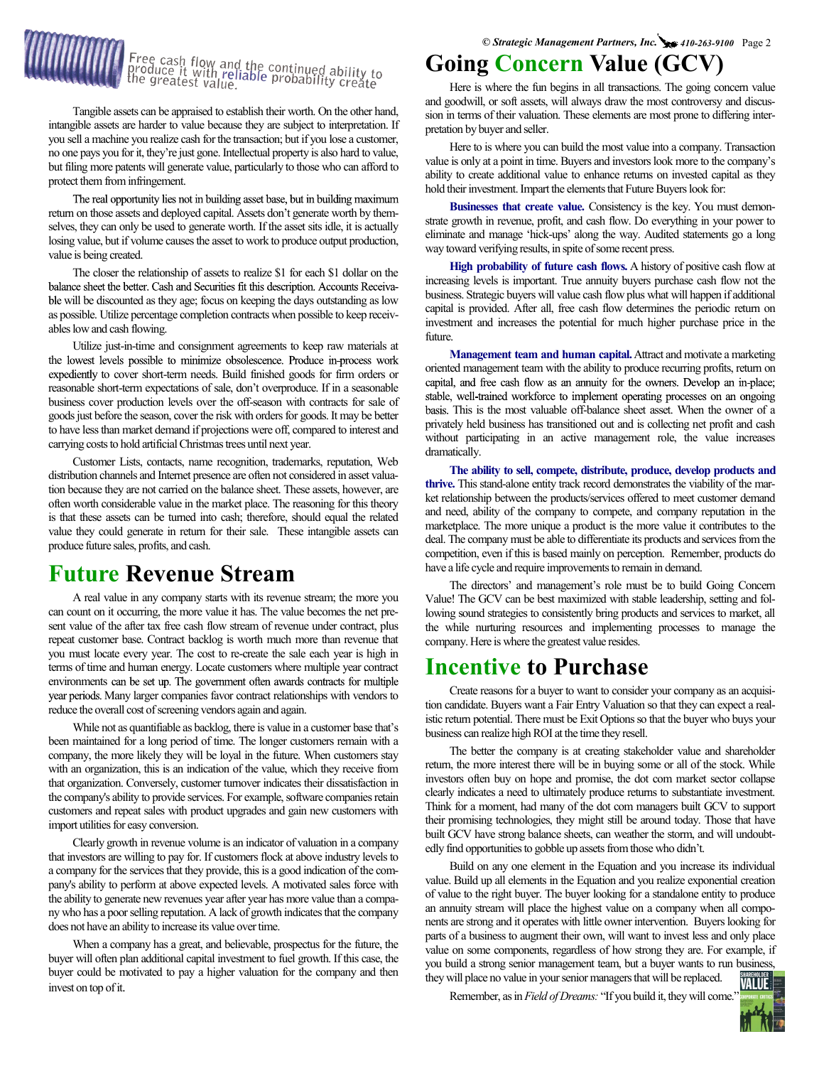Free cash flow and the continued ability to produce it with reliable probability create the greatest value.

Tangible assets can be appraised to establish their worth. On the other hand, intangible assets are harder to value because they are subject to interpretation. If you sell a machine you realize cash for the transaction; but if you lose a customer, no one pays you for it, they're just gone. Intellectual property is also hard to value, but filing more patents will generate value, particularly to those who can afford to protect them from infringement.

The real opportunity lies not in building asset base, but in building maximum return on those assets and deployed capital. Assets don't generate worth by themselves, they can only be used to generate worth. If the asset sits idle, it is actually losing value, but if volume causes the asset to work to produce output production, value is being created.

The closer the relationship of assets to realize $1 for each $1 dollar on the balance sheet the better. Cash and Securities fit this description. Accounts Receivable will be discounted as they age; focus on keeping the days outstanding as low as possible. Utilize percentage completion contracts when possible to keep receivables low and cash flowing.

Utilize just-in-time and consignment agreements to keep raw materials at the lowest levels possible to minimize obsolescence. Produce in-process work expediently to cover short-term needs. Build finished goods for firm orders or reasonable short-term expectations of sale, don't overproduce. If in a seasonable business cover production levels over the off-season with contracts for sale of goods just before the season, cover the risk with orders for goods. It may be better to have less than market demand if projections were off, compared to interest and carrying costs to hold artificial Christmas trees until next year.

Customer Lists, contacts, name recognition, trademarks, reputation, Web distribution channels and Internet presence are often not considered in asset valuation because they are not carried on the balance sheet. These assets, however, are often worth considerable value in the market place. The reasoning for this theory is that these assets can be turned into cash; therefore, should equal the related value they could generate in return for their sale. These intangible assets can produce future sales, profits, and cash.

## Future Revenue Stream

A real value in any company starts with its revenue stream; the more you can count on it occurring, the more value it has. The value becomes the net present value of the after tax free cash flow stream of revenue under contract, plus repeat customer base. Contract backlog is worth much more than revenue that you must locate every year. The cost to re-create the sale each year is high in terms of time and human energy. Locate customers where multiple year contract environments can be set up. The government often awards contracts for multiple year periods. Many larger companies favor contract relationships with vendors to reduce the overall cost of screening vendors again and again.

While not as quantifiable as backlog, there is value in a customer base that's been maintained for a long period of time. The longer customers remain with a company, the more likely they will be loyal in the future. When customers stay with an organization, this is an indication of the value, which they receive from that organization. Conversely, customer turnover indicates their dissatisfaction in the company's ability to provide services. For example, software companies retain customers and repeat sales with product upgrades and gain new customers with import utilities for easy conversion.

Clearly growth in revenue volume is an indicator of valuation in a company that investors are willing to pay for. If customers flock at above industry levels to a company for the services that they provide, this is a good indication of the company's ability to perform at above expected levels. A motivated sales force with the ability to generate new revenues year after year has more value than a company who has a poor selling reputation. A lack of growth indicates that the company does not have an ability to increase its value over time.

When a company has a great, and believable, prospectus for the future, the buyer will often plan additional capital investment to fuel growth. If this case, the buyer could be motivated to pay a higher valuation for the company and then invest on top of it.

## Going Concern Value (GCV)

Here is where the fun begins in all transactions. The going concern value and goodwill, or soft assets, will always draw the most controversy and discussion in terms of their valuation. These elements are most prone to differing interpretation by buyer and seller.

Here to is where you can build the most value into a company. Transaction value is only at a point in time. Buyers and investors look more to the company's ability to create additional value to enhance returns on invested capital as they hold their investment. Impart the elements that Future Buyers look for:

**Businesses that create value.** Consistency is the key. You must demonstrate growth in revenue, profit, and cash flow. Do everything in your power to eliminate and manage 'hick-ups' along the way. Audited statements go a long way toward verifying results, in spite of some recent press.

**High probability of future cash flows.** A history of positive cash flow at increasing levels is important. True annuity buyers purchase cash flow not the business. Strategic buyers will value cash flow plus what will happen if additional capital is provided. After all, free cash flow determines the periodic return on investment and increases the potential for much higher purchase price in the future.

**Management team and human capital.** Attract and motivate a marketing oriented management team with the ability to produce recurring profits, return on capital, and free cash flow as an annuity for the owners. Develop an in-place; stable, well-trained workforce to implement operating processes on an ongoing basis. This is the most valuable off-balance sheet asset. When the owner of a privately held business has transitioned out and is collecting net profit and cash without participating in an active management role, the value increases dramatically.

**The ability to sell, compete, distribute, produce, develop products and thrive.** This stand-alone entity track record demonstrates the viability of the market relationship between the products/services offered to meet customer demand and need, ability of the company to compete, and company reputation in the marketplace. The more unique a product is the more value it contributes to the deal. The company must be able to differentiate its products and services from the competition, even if this is based mainly on perception. Remember, products do have a life cycle and require improvements to remain in demand.

The directors' and management's role must be to build Going Concern Value! The GCV can be best maximized with stable leadership, setting and following sound strategies to consistently bring products and services to market, all the while nurturing resources and implementing processes to manage the company. Here is where the greatest value resides.

## Incentive to Purchase

Create reasons for a buyer to want to consider your company as an acquisition candidate. Buyers want a Fair Entry Valuation so that they can expect a realistic return potential. There must be Exit Options so that the buyer who buys your business can realize high ROI at the time they resell.

The better the company is at creating stakeholder value and shareholder return, the more interest there will be in buying some or all of the stock. While investors often buy on hope and promise, the dot com market sector collapse clearly indicates a need to ultimately produce returns to substantiate investment. Think for a moment, had many of the dot com managers built GCV to support their promising technologies, they might still be around today. Those that have built GCV have strong balance sheets, can weather the storm, and will undoubtedly find opportunities to gobble up assets from those who didn't.

Build on any one element in the Equation and you increase its individual value. Build up all elements in the Equation and you realize exponential creation of value to the right buyer. The buyer looking for a standalone entity to produce an annuity stream will place the highest value on a company when all components are strong and it operates with little owner intervention. Buyers looking for parts of a business to augment their own, will want to invest less and only place value on some components, regardless of how strong they are. For example, if you build a strong senior management team, but a buyer wants to run business, they will place no value in your senior managers that will be replaced.

Remember, as in *Field of Dreams:* "If you build it, they will come."